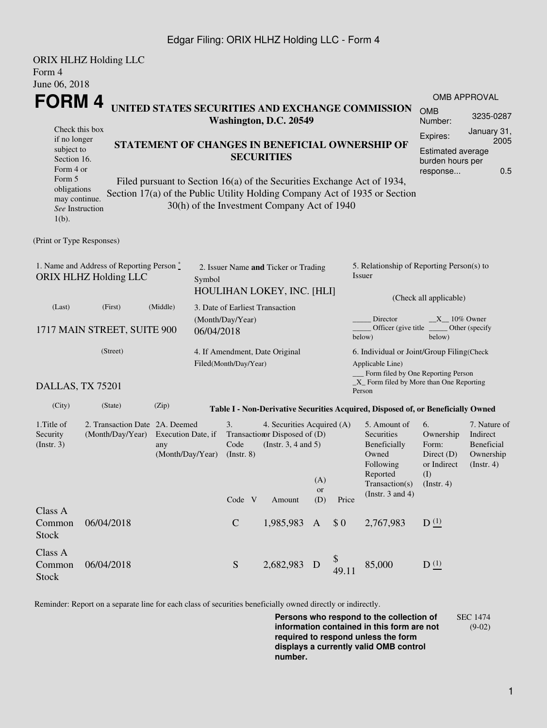Edgar Filing: ORIX HLHZ Holding LLC - Form 4

ORIX HLHZ Holding LLC
Form 4
June 06, 2018

# FORM 4

## UNITED STATES SECURITIES AND EXCHANGE COMMISSION
**Washington, D.C. 20549**

| OMB APPROVAL | |
|---|---|
| OMB Number: | 3235-0287 |
| Expires: | January 31, 2005 |
| Estimated average burden hours per response... | 0.5 |

Check this box if no longer subject to Section 16. Form 4 or Form 5 obligations may continue. *See* Instruction 1(b).

## STATEMENT OF CHANGES IN BENEFICIAL OWNERSHIP OF SECURITIES

Filed pursuant to Section 16(a) of the Securities Exchange Act of 1934, Section 17(a) of the Public Utility Holding Company Act of 1935 or Section 30(h) of the Investment Company Act of 1940

(Print or Type Responses)

1. Name and Address of Reporting Person *
ORIX HLHZ Holding LLC

(Last) (First) (Middle)

1717 MAIN STREET, SUITE 900

(Street)

DALLAS, TX 75201

(City) (State) (Zip)

2. Issuer Name **and** Ticker or Trading Symbol
HOULIHAN LOKEY, INC. [HLI]

3. Date of Earliest Transaction (Month/Day/Year)
06/04/2018

4. If Amendment, Date Original Filed(Month/Day/Year)

5. Relationship of Reporting Person(s) to Issuer

(Check all applicable)

_____ Director __X__ 10% Owner
_____ Officer (give title below) _____ Other (specify below)

6. Individual or Joint/Group Filing(Check Applicable Line)
___ Form filed by One Reporting Person
_X_ Form filed by More than One Reporting Person

**Table I - Non-Derivative Securities Acquired, Disposed of, or Beneficially Owned**

| 1.Title of Security (Instr. 3) | 2. Transaction Date (Month/Day/Year) | 2A. Deemed Execution Date, if any (Month/Day/Year) | 3. Transaction Code (Instr. 8) | | 4. Securities Acquired (A) or Disposed of (D) (Instr. 3, 4 and 5) | | | 5. Amount of Securities Beneficially Owned Following Reported Transaction(s) (Instr. 3 and 4) | 6. Ownership Form: Direct (D) or Indirect (I) (Instr. 4) | 7. Nature of Indirect Beneficial Ownership (Instr. 4) |
|---|---|---|---|---|---|---|---|---|---|---|
| | | | Code | V | Amount | (A) or (D) | Price | | | |
| Class A Common Stock | 06/04/2018 | | C | | 1,985,983 | A | $ 0 | 2,767,983 | D (1) | |
| Class A Common Stock | 06/04/2018 | | S | | 2,682,983 | D | $ 49.11 | 85,000 | D (1) | |

Reminder: Report on a separate line for each class of securities beneficially owned directly or indirectly.

**Persons who respond to the collection of information contained in this form are not required to respond unless the form displays a currently valid OMB control number.**

SEC 1474 (9-02)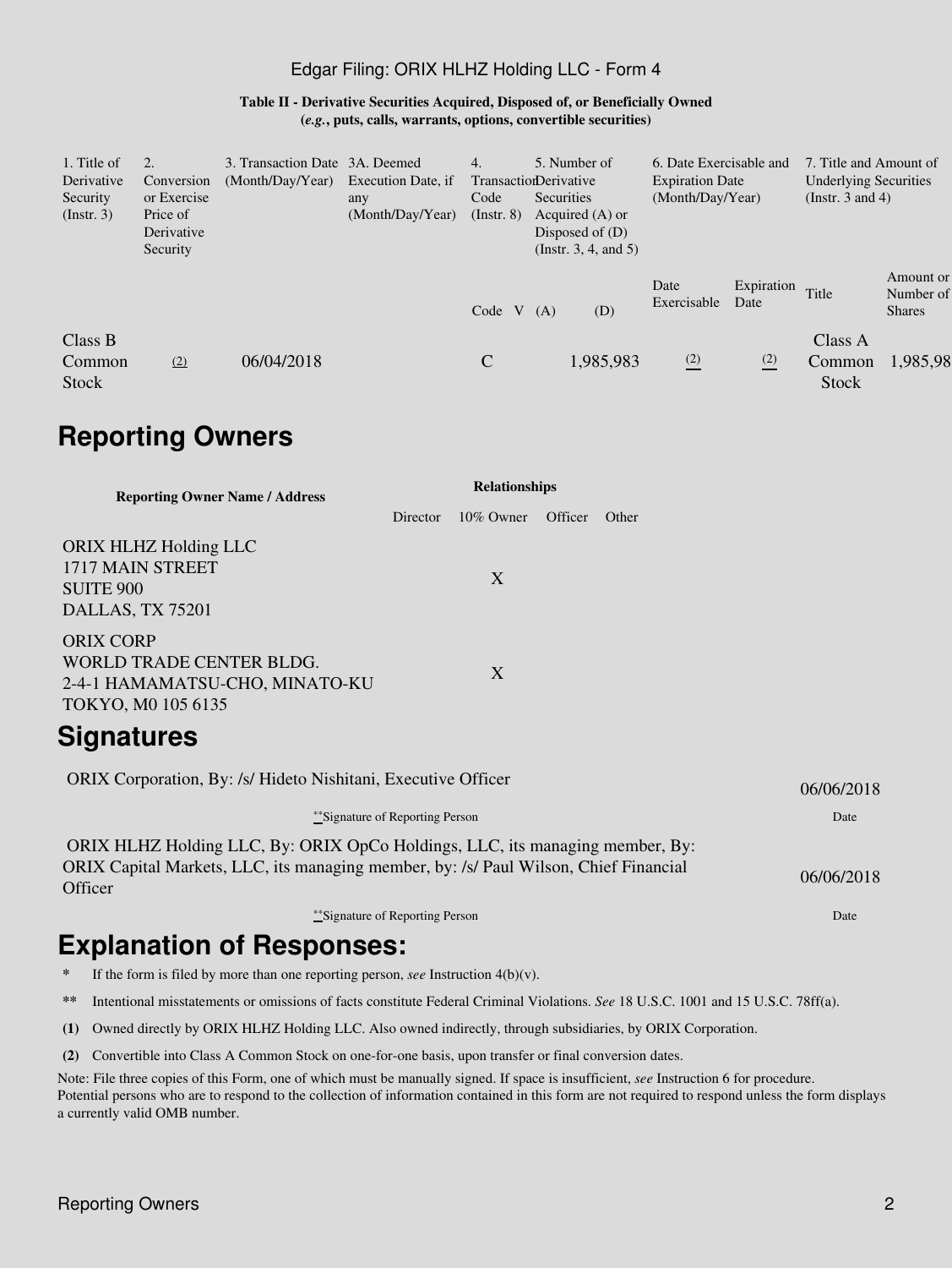**Table II - Derivative Securities Acquired, Disposed of, or Beneficially Owned**
**(*e.g.*, puts, calls, warrants, options, convertible securities)**

| 1. Title of Derivative Security (Instr. 3) | 2. Conversion or Exercise Price of Derivative Security | 3. Transaction Date (Month/Day/Year) | 3A. Deemed Execution Date, if any (Month/Day/Year) | 4. Transaction Code (Instr. 8) | | 5. Number of Derivative Securities Acquired (A) or Disposed of (D) (Instr. 3, 4, and 5) | | 6. Date Exercisable and Expiration Date (Month/Day/Year) | | 7. Title and Amount of Underlying Securities (Instr. 3 and 4) | |
|---|---|---|---|---|---|---|---|---|---|---|---|
| | | | | Code | V | (A) | (D) | Date Exercisable | Expiration Date | Title | Amount or Number of Shares |
| Class B Common Stock | (2) | 06/04/2018 | | C | | | 1,985,983 | (2) | (2) | Class A Common Stock | 1,985,98 |

## Reporting Owners

| Reporting Owner Name / Address | Relationships | | | |
|---|---|---|---|---|
| | Director | 10% Owner | Officer | Other |
| ORIX HLHZ Holding LLC<br>1717 MAIN STREET<br>SUITE 900<br>DALLAS, TX 75201 | | X | | |
| ORIX CORP<br>WORLD TRADE CENTER BLDG.<br>2-4-1 HAMAMATSU-CHO, MINATO-KU<br>TOKYO, M0 105 6135 | | X | | |

## Signatures

| | |
|---|---|
| ORIX Corporation, By: /s/ Hideto Nishitani, Executive Officer | 06/06/2018 |
| **Signature of Reporting Person | Date |
| ORIX HLHZ Holding LLC, By: ORIX OpCo Holdings, LLC, its managing member, By: ORIX Capital Markets, LLC, its managing member, by: /s/ Paul Wilson, Chief Financial Officer | 06/06/2018 |
| **Signature of Reporting Person | Date |

## Explanation of Responses:

\* If the form is filed by more than one reporting person, *see* Instruction 4(b)(v).

** Intentional misstatements or omissions of facts constitute Federal Criminal Violations. *See* 18 U.S.C. 1001 and 15 U.S.C. 78ff(a).

**(1)** Owned directly by ORIX HLHZ Holding LLC. Also owned indirectly, through subsidiaries, by ORIX Corporation.

**(2)** Convertible into Class A Common Stock on one-for-one basis, upon transfer or final conversion dates.

Note: File three copies of this Form, one of which must be manually signed. If space is insufficient, *see* Instruction 6 for procedure.
Potential persons who are to respond to the collection of information contained in this form are not required to respond unless the form displays a currently valid OMB number.